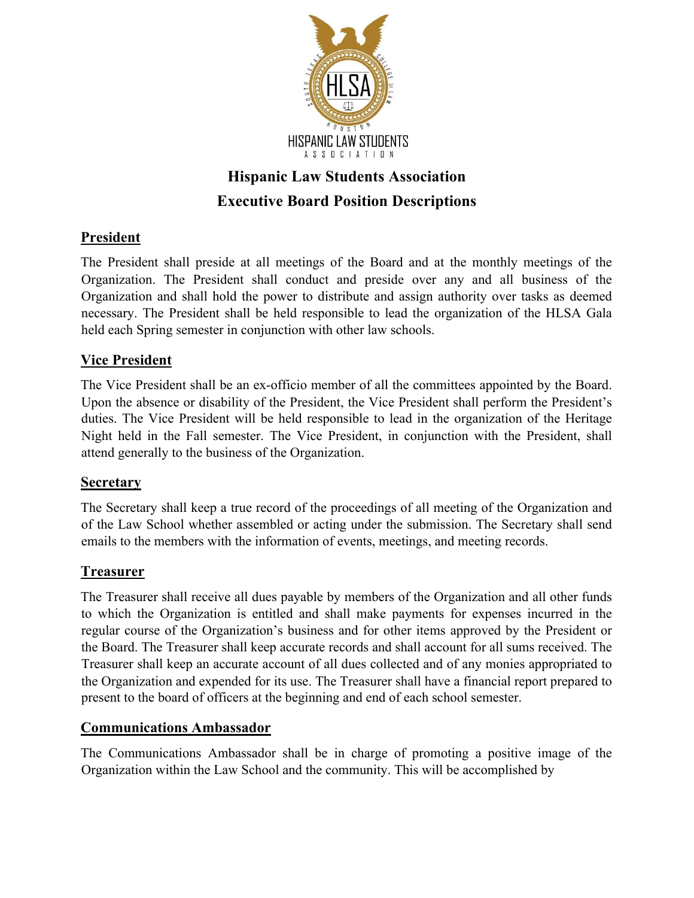# Hispanic Law Students Association

## Executive Board Position Descriptions

### President

The President shall preside at all meetings of the Board and at the monthly meetings of the Organization. The President shall conduct and preside over any and all business of the Organization and shall hold the power to distribute and assign authority over tasks as deemed necessary. The President shall be held responsible to lead the organization of the HLSA Gala held each Spring semester in conjunction with other law schools.

### Vice President

The Vice President shall be an ex-officio member of all the committees appointed by the Board. Upon the absence or disability of the President, the Vice President shall perform the President's duties. The Vice President will be held responsible to lead in the organization of the Heritage Night held in the Fall semester. The Vice President, in conjunction with the President, shall attend generally to the business of the Organization.

### Secretary

The Secretary shall keep a true record of the proceedings of all meeting of the Organization and of the Law School whether assembled or acting under the submission. The Secretary shall send emails to the members with the information of events, meetings, and meeting records.

### Treasurer

The Treasurer shall receive all dues payable by members of the Organization and all other funds to which the Organization is entitled and shall make payments for expenses incurred in the regular course of the Organization's business and for other items approved by the President or the Board. The Treasurer shall keep accurate records and shall account for all sums received. The Treasurer shall keep an accurate account of all dues collected and of any monies appropriated to the Organization and expended for its use. The Treasurer shall have a financial report prepared to present to the board of officers at the beginning and end of each school semester.

### Communications Ambassador

The Communications Ambassador shall be in charge of promoting a positive image of the Organization within the Law School and the community. This will be accomplished by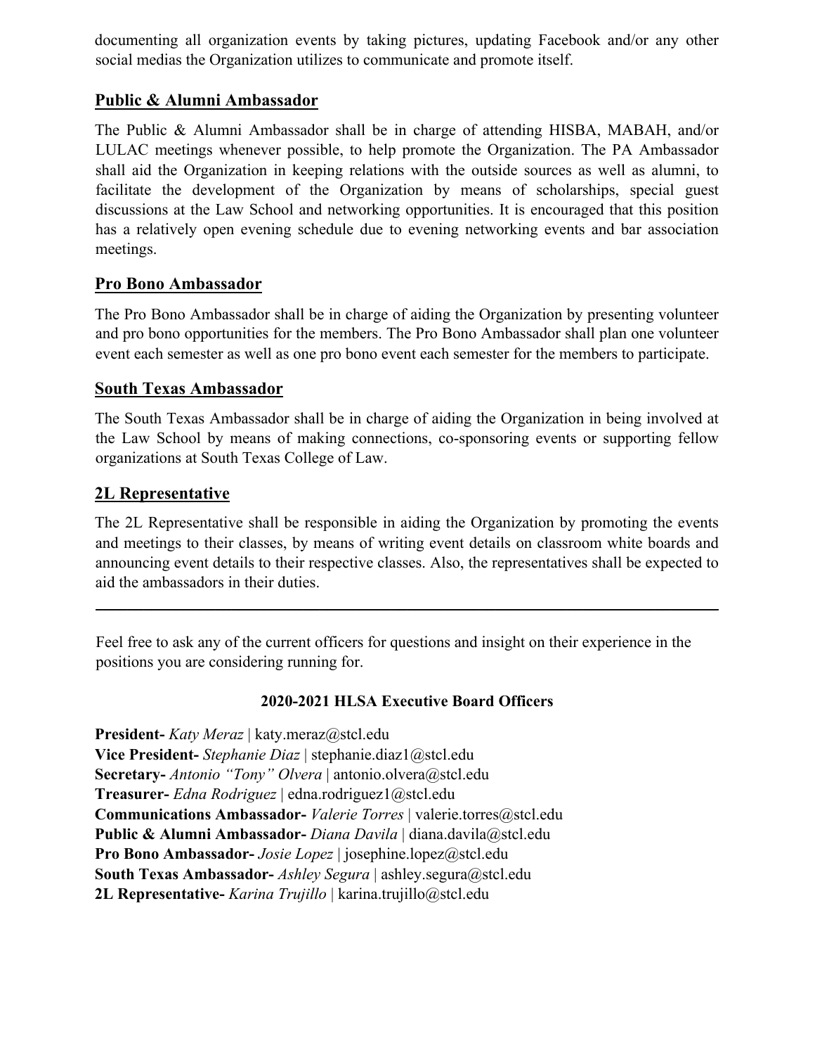documenting all organization events by taking pictures, updating Facebook and/or any other social medias the Organization utilizes to communicate and promote itself.

## Public & Alumni Ambassador

The Public & Alumni Ambassador shall be in charge of attending HISBA, MABAH, and/or LULAC meetings whenever possible, to help promote the Organization. The PA Ambassador shall aid the Organization in keeping relations with the outside sources as well as alumni, to facilitate the development of the Organization by means of scholarships, special guest discussions at the Law School and networking opportunities. It is encouraged that this position has a relatively open evening schedule due to evening networking events and bar association meetings.

## Pro Bono Ambassador

The Pro Bono Ambassador shall be in charge of aiding the Organization by presenting volunteer and pro bono opportunities for the members. The Pro Bono Ambassador shall plan one volunteer event each semester as well as one pro bono event each semester for the members to participate.

## South Texas Ambassador

The South Texas Ambassador shall be in charge of aiding the Organization in being involved at the Law School by means of making connections, co-sponsoring events or supporting fellow organizations at South Texas College of Law.

## 2L Representative

The 2L Representative shall be responsible in aiding the Organization by promoting the events and meetings to their classes, by means of writing event details on classroom white boards and announcing event details to their respective classes. Also, the representatives shall be expected to aid the ambassadors in their duties.

---

Feel free to ask any of the current officers for questions and insight on their experience in the positions you are considering running for.

**2020-2021 HLSA Executive Board Officers**

**President-** *Katy Meraz* | katy.meraz@stcl.edu
**Vice President-** *Stephanie Diaz* | stephanie.diaz1@stcl.edu
**Secretary-** *Antonio "Tony" Olvera* | antonio.olvera@stcl.edu
**Treasurer-** *Edna Rodriguez* | edna.rodriguez1@stcl.edu
**Communications Ambassador-** *Valerie Torres* | valerie.torres@stcl.edu
**Public & Alumni Ambassador-** *Diana Davila* | diana.davila@stcl.edu
**Pro Bono Ambassador-** *Josie Lopez* | josephine.lopez@stcl.edu
**South Texas Ambassador-** *Ashley Segura* | ashley.segura@stcl.edu
**2L Representative-** *Karina Trujillo* | karina.trujillo@stcl.edu